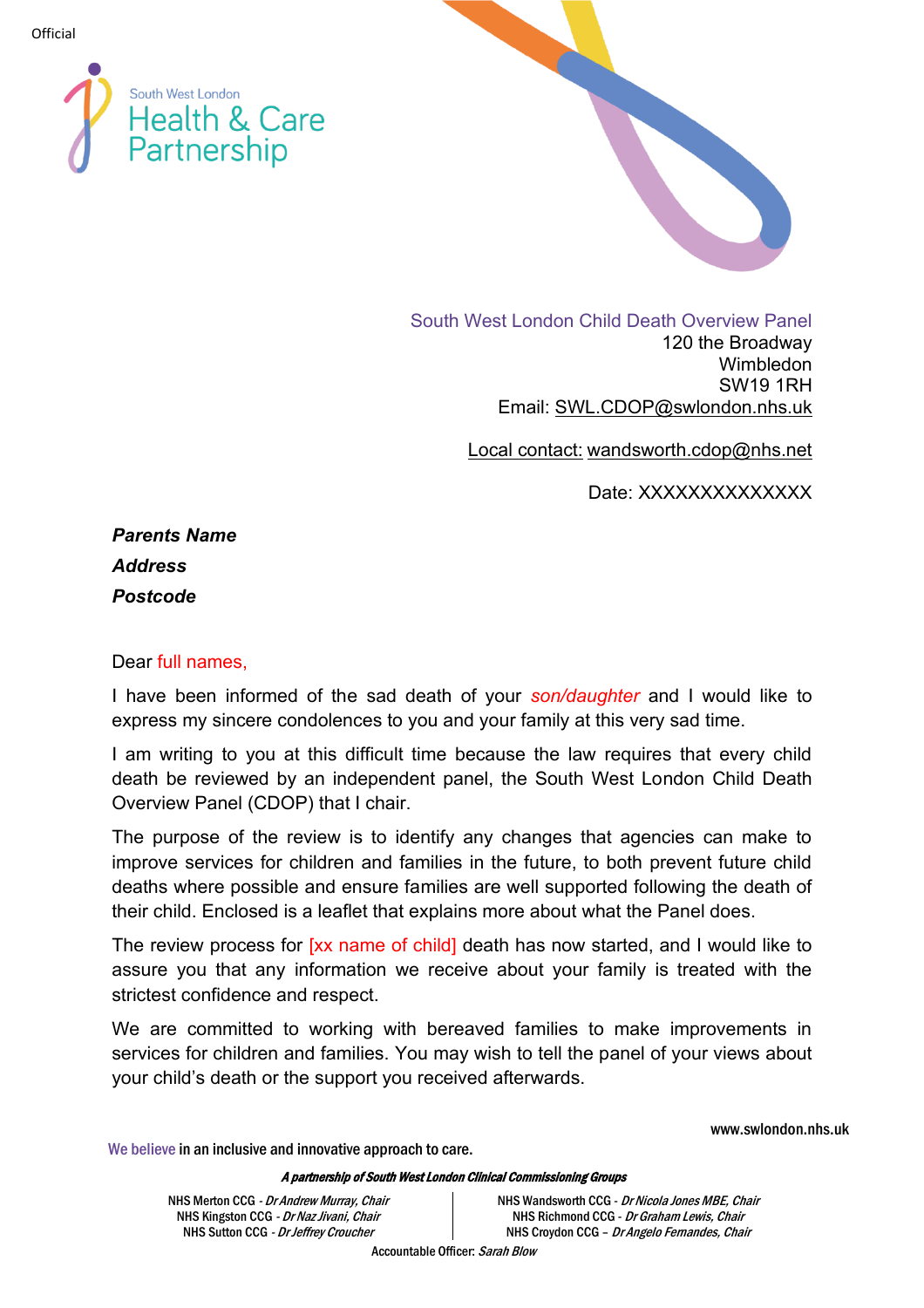Official

South West London
Health & Care
Partnership

South West London Child Death Overview Panel
120 the Broadway
Wimbledon
SW19 1RH
Email: SWL.CDOP@swlondon.nhs.uk

Local contact: wandsworth.cdop@nhs.net

Date: XXXXXXXXXXXXXX

***Parents Name***
***Address***
***Postcode***

Dear full names,

I have been informed of the sad death of your *son/daughter* and I would like to express my sincere condolences to you and your family at this very sad time.

I am writing to you at this difficult time because the law requires that every child death be reviewed by an independent panel, the South West London Child Death Overview Panel (CDOP) that I chair.

The purpose of the review is to identify any changes that agencies can make to improve services for children and families in the future, to both prevent future child deaths where possible and ensure families are well supported following the death of their child. Enclosed is a leaflet that explains more about what the Panel does.

The review process for [xx name of child] death has now started, and I would like to assure you that any information we receive about your family is treated with the strictest confidence and respect.

We are committed to working with bereaved families to make improvements in services for children and families. You may wish to tell the panel of your views about your child's death or the support you received afterwards.

www.swlondon.nhs.uk

We believe in an inclusive and innovative approach to care.

***A partnership of South West London Clinical Commissioning Groups***

NHS Merton CCG - *Dr Andrew Murray, Chair*
NHS Kingston CCG - *Dr Naz Jivani, Chair*
NHS Sutton CCG - *Dr Jeffrey Croucher*
NHS Wandsworth CCG - *Dr Nicola Jones MBE, Chair*
NHS Richmond CCG - *Dr Graham Lewis, Chair*
NHS Croydon CCG – *Dr Angelo Femandes, Chair*

Accountable Officer: *Sarah Blow*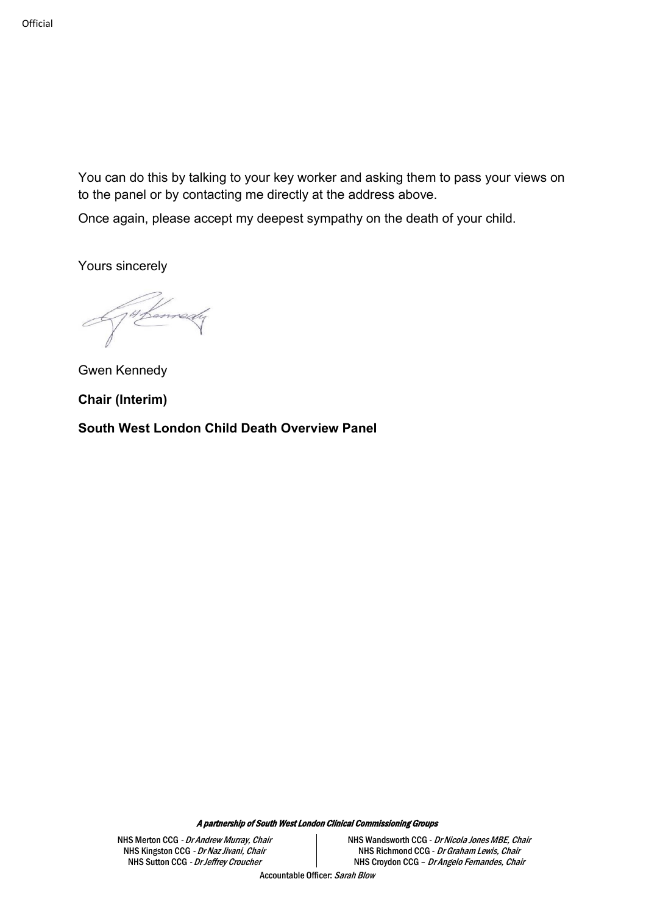You can do this by talking to your key worker and asking them to pass your views on to the panel or by contacting me directly at the address above.

Once again, please accept my deepest sympathy on the death of your child.

Yours sincerely

Gwen Kennedy

**Chair (Interim)**

**South West London Child Death Overview Panel**

*A partnership of South West London Clinical Commissioning Groups*

NHS Merton CCG - *Dr Andrew Murray, Chair*
NHS Kingston CCG - *Dr Naz Jivani, Chair*
NHS Sutton CCG - *Dr Jeffrey Croucher*
NHS Wandsworth CCG - *Dr Nicola Jones MBE, Chair*
NHS Richmond CCG - *Dr Graham Lewis, Chair*
NHS Croydon CCG – *Dr Angelo Fernandes, Chair*

Accountable Officer: *Sarah Blow*